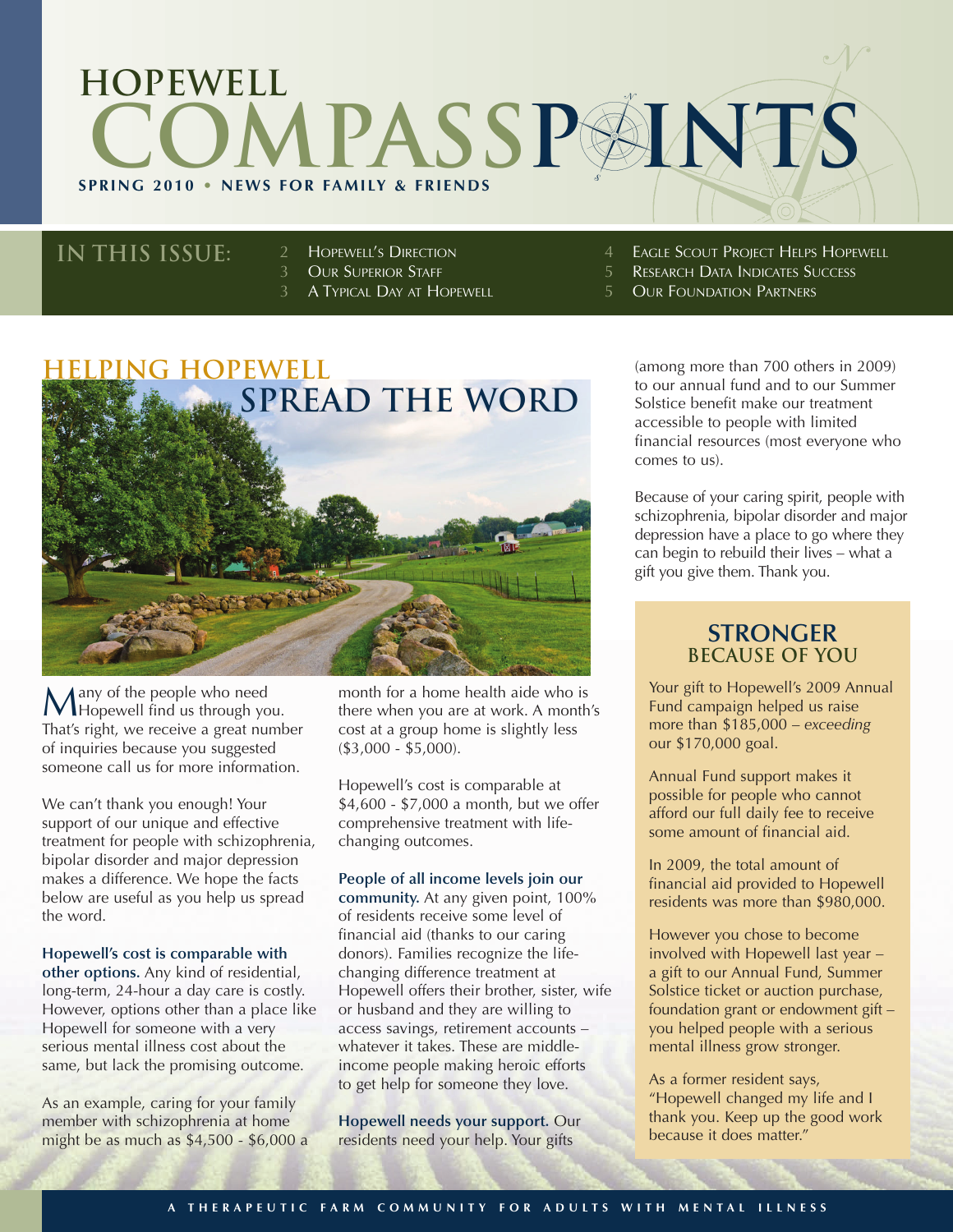# HOPEWELL COMPASSPOINTS

**SPRING 2010 • NEWS FOR FAMILY & FRIENDS**

## IN THIS ISSUE:

- 2 Hopewell's Direction
- 3 Our Superior Staff
- 3 A Typical Day at Hopewell
- 4 Eagle Scout Project Helps Hopewell
- 5 Research Data Indicates Success
- 5 Our Foundation Partners

## HELPING HOPEWELL SPREAD THE WORD

Many of the people who need Hopewell find us through you. That's right, we receive a great number of inquiries because you suggested someone call us for more information.

We can't thank you enough! Your support of our unique and effective treatment for people with schizophrenia, bipolar disorder and major depression makes a difference. We hope the facts below are useful as you help us spread the word.

**Hopewell's cost is comparable with other options.** Any kind of residential, long-term, 24-hour a day care is costly. However, options other than a place like Hopewell for someone with a very serious mental illness cost about the same, but lack the promising outcome.

As an example, caring for your family member with schizophrenia at home might be as much as $4,500 - $6,000 a month for a home health aide who is there when you are at work. A month's cost at a group home is slightly less ($3,000 - $5,000).

Hopewell's cost is comparable at $4,600 - $7,000 a month, but we offer comprehensive treatment with life-changing outcomes.

**People of all income levels join our community.** At any given point, 100% of residents receive some level of financial aid (thanks to our caring donors). Families recognize the life-changing difference treatment at Hopewell offers their brother, sister, wife or husband and they are willing to access savings, retirement accounts – whatever it takes. These are middle-income people making heroic efforts to get help for someone they love.

**Hopewell needs your support.** Our residents need your help. Your gifts (among more than 700 others in 2009) to our annual fund and to our Summer Solstice benefit make our treatment accessible to people with limited financial resources (most everyone who comes to us).

Because of your caring spirit, people with schizophrenia, bipolar disorder and major depression have a place to go where they can begin to rebuild their lives – what a gift you give them. Thank you.

### STRONGER BECAUSE OF YOU

Your gift to Hopewell's 2009 Annual Fund campaign helped us raise more than $185,000 – *exceeding* our $170,000 goal.

Annual Fund support makes it possible for people who cannot afford our full daily fee to receive some amount of financial aid.

In 2009, the total amount of financial aid provided to Hopewell residents was more than $980,000.

However you chose to become involved with Hopewell last year – a gift to our Annual Fund, Summer Solstice ticket or auction purchase, foundation grant or endowment gift – you helped people with a serious mental illness grow stronger.

As a former resident says, "Hopewell changed my life and I thank you. Keep up the good work because it does matter."

A THERAPEUTIC FARM COMMUNITY FOR ADULTS WITH MENTAL ILLNESS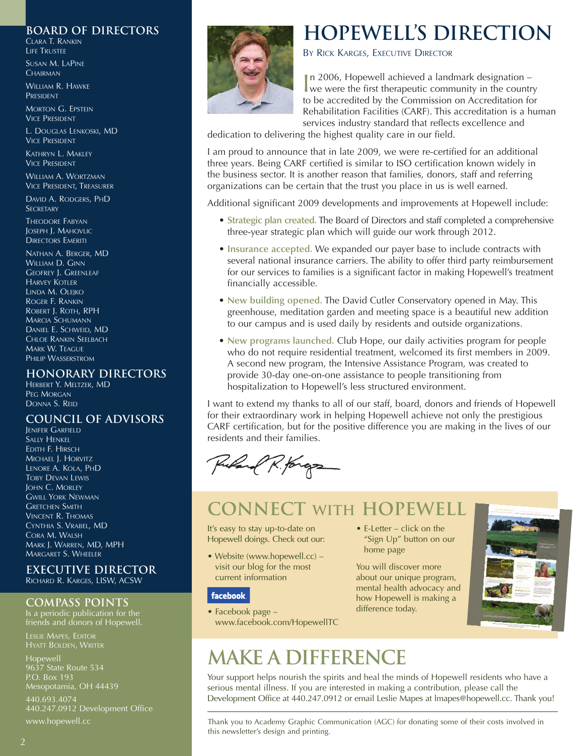## BOARD OF DIRECTORS

Clara T. Rankin
Life Trustee

Susan M. LaPine
Chairman

William R. Hawke
President

Morton G. Epstein
Vice President

L. Douglas Lenkoski, MD
Vice President

Kathryn L. Makley
Vice President

William A. Wortzman
Vice President, Treasurer

David A. Rodgers, PhD
Secretary

Theodore Fabyan
Joseph J. Mahovlic
Directors Emeriti

Nathan A. Berger, MD
William D. Ginn
Geofrey J. Greenleaf
Harvey Kotler
Linda M. Olejko
Roger F. Rankin
Robert J. Roth, RPH
Marcia Schumann
Daniel E. Schweid, MD
Chloe Rankin Seelbach
Mark W. Teague
Philip Wasserstrom

## HONORARY DIRECTORS

Herbert Y. Meltzer, MD
Peg Morgan
Donna S. Reid

## COUNCIL OF ADVISORS

Jenifer Garfield
Sally Henkel
Edith F. Hirsch
Michael J. Horvitz
Lenore A. Kola, PhD
Toby Devan Lewis
John C. Morley
Gwill York Newman
Gretchen Smith
Vincent R. Thomas
Cynthia S. Vrabel, MD
Cora M. Walsh
Mark J. Warren, MD, MPH
Margaret S. Wheeler

## EXECUTIVE DIRECTOR

Richard R. Karges, LISW, ACSW

## COMPASS POINTS

Is a periodic publication for the friends and donors of Hopewell.

Leslie Mapes, Editor
Hyatt Bolden, Writer

Hopewell
9637 State Route 534
P.O. Box 193
Mesopotamia, OH 44439

440.693.4074
440.247.0912 Development Office

www.hopewell.cc

# HOPEWELL'S DIRECTION

By Rick Karges, Executive Director

In 2006, Hopewell achieved a landmark designation – we were the first therapeutic community in the country to be accredited by the Commission on Accreditation for Rehabilitation Facilities (CARF). This accreditation is a human services industry standard that reflects excellence and dedication to delivering the highest quality care in our field.

I am proud to announce that in late 2009, we were re-certified for an additional three years. Being CARF certified is similar to ISO certification known widely in the business sector. It is another reason that families, donors, staff and referring organizations can be certain that the trust you place in us is well earned.

Additional significant 2009 developments and improvements at Hopewell include:

- **Strategic plan created.** The Board of Directors and staff completed a comprehensive three-year strategic plan which will guide our work through 2012.
- **Insurance accepted.** We expanded our payer base to include contracts with several national insurance carriers. The ability to offer third party reimbursement for our services to families is a significant factor in making Hopewell's treatment financially accessible.
- **New building opened.** The David Cutler Conservatory opened in May. This greenhouse, meditation garden and meeting space is a beautiful new addition to our campus and is used daily by residents and outside organizations.
- **New programs launched.** Club Hope, our daily activities program for people who do not require residential treatment, welcomed its first members in 2009. A second new program, the Intensive Assistance Program, was created to provide 30-day one-on-one assistance to people transitioning from hospitalization to Hopewell's less structured environment.

I want to extend my thanks to all of our staff, board, donors and friends of Hopewell for their extraordinary work in helping Hopewell achieve not only the prestigious CARF certification, but for the positive difference you are making in the lives of our residents and their families.

# CONNECT WITH HOPEWELL

It's easy to stay up-to-date on Hopewell doings. Check out our:

- Website (www.hopewell.cc) – visit our blog for the most current information
- Facebook page – www.facebook.com/HopewellTC
- E-Letter – click on the "Sign Up" button on our home page

You will discover more about our unique program, mental health advocacy and how Hopewell is making a difference today.

# MAKE A DIFFERENCE

Your support helps nourish the spirits and heal the minds of Hopewell residents who have a serious mental illness. If you are interested in making a contribution, please call the Development Office at 440.247.0912 or email Leslie Mapes at lmapes@hopewell.cc. Thank you!

Thank you to Academy Graphic Communication (AGC) for donating some of their costs involved in this newsletter's design and printing.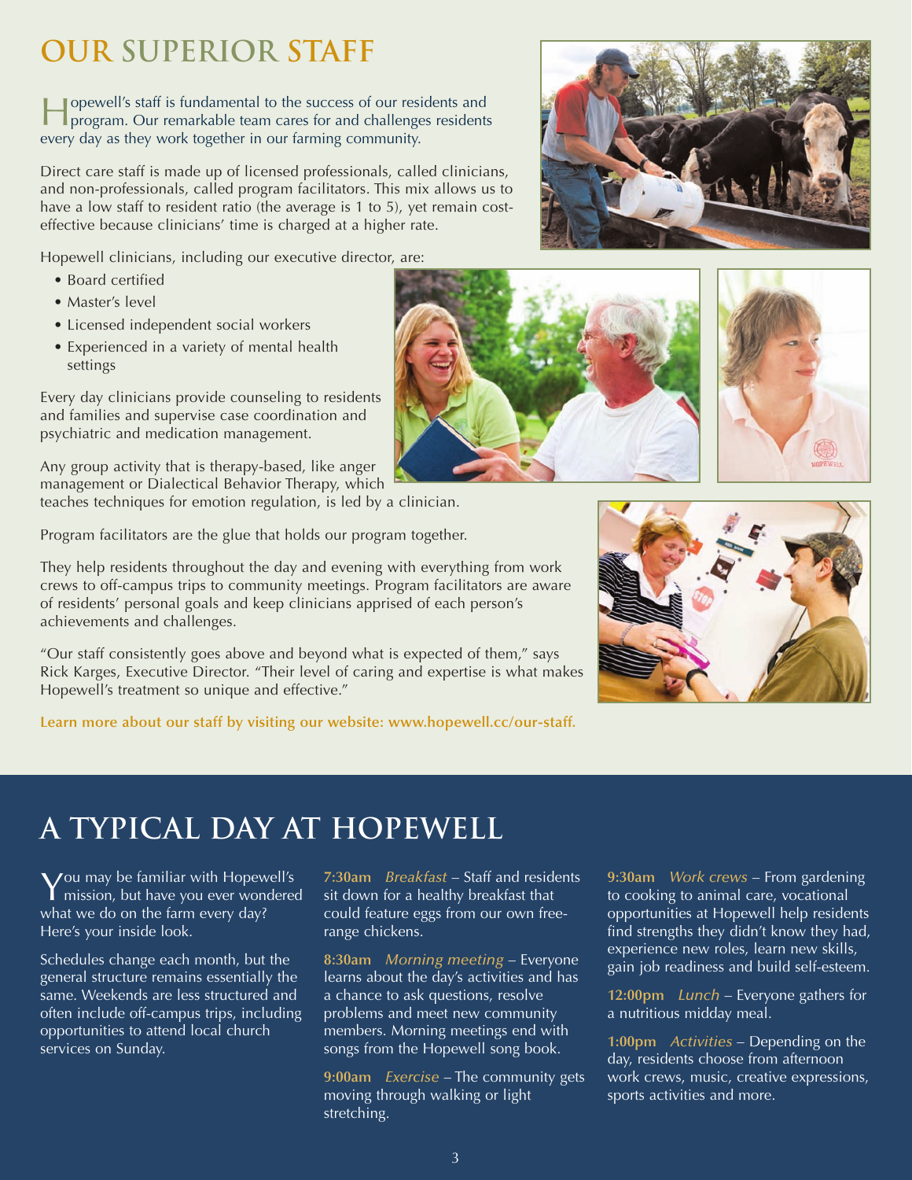## OUR SUPERIOR STAFF

Hopewell's staff is fundamental to the success of our residents and program. Our remarkable team cares for and challenges residents every day as they work together in our farming community.

Direct care staff is made up of licensed professionals, called clinicians, and non-professionals, called program facilitators. This mix allows us to have a low staff to resident ratio (the average is 1 to 5), yet remain cost-effective because clinicians' time is charged at a higher rate.

Hopewell clinicians, including our executive director, are:

- Board certified
- Master's level
- Licensed independent social workers
- Experienced in a variety of mental health settings

Every day clinicians provide counseling to residents and families and supervise case coordination and psychiatric and medication management.

Any group activity that is therapy-based, like anger management or Dialectical Behavior Therapy, which teaches techniques for emotion regulation, is led by a clinician.

Program facilitators are the glue that holds our program together.

They help residents throughout the day and evening with everything from work crews to off-campus trips to community meetings. Program facilitators are aware of residents' personal goals and keep clinicians apprised of each person's achievements and challenges.

"Our staff consistently goes above and beyond what is expected of them," says Rick Karges, Executive Director. "Their level of caring and expertise is what makes Hopewell's treatment so unique and effective."

**Learn more about our staff by visiting our website: www.hopewell.cc/our-staff.**

## A TYPICAL DAY AT HOPEWELL

You may be familiar with Hopewell's mission, but have you ever wondered what we do on the farm every day? Here's your inside look.

Schedules change each month, but the general structure remains essentially the same. Weekends are less structured and often include off-campus trips, including opportunities to attend local church services on Sunday.

**7:30am** *Breakfast* – Staff and residents sit down for a healthy breakfast that could feature eggs from our own free-range chickens.

**8:30am** *Morning meeting* – Everyone learns about the day's activities and has a chance to ask questions, resolve problems and meet new community members. Morning meetings end with songs from the Hopewell song book.

**9:00am** *Exercise* – The community gets moving through walking or light stretching.

**9:30am** *Work crews* – From gardening to cooking to animal care, vocational opportunities at Hopewell help residents find strengths they didn't know they had, experience new roles, learn new skills, gain job readiness and build self-esteem.

**12:00pm** *Lunch* – Everyone gathers for a nutritious midday meal.

**1:00pm** *Activities* – Depending on the day, residents choose from afternoon work crews, music, creative expressions, sports activities and more.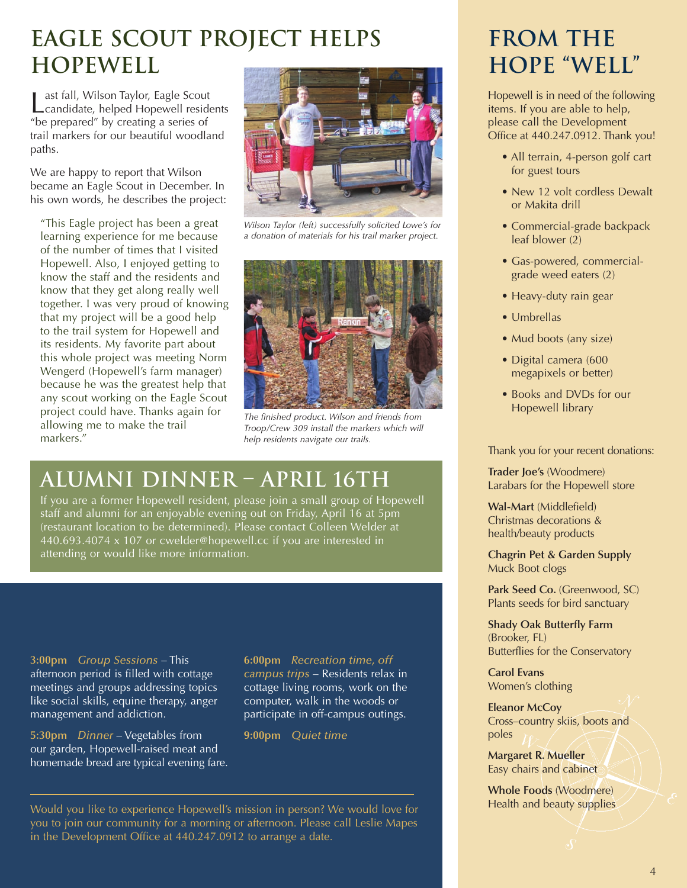# EAGLE SCOUT PROJECT HELPS HOPEWELL

Last fall, Wilson Taylor, Eagle Scout candidate, helped Hopewell residents "be prepared" by creating a series of trail markers for our beautiful woodland paths.

We are happy to report that Wilson became an Eagle Scout in December. In his own words, he describes the project:

"This Eagle project has been a great learning experience for me because of the number of times that I visited Hopewell. Also, I enjoyed getting to know the staff and the residents and know that they get along really well together. I was very proud of knowing that my project will be a good help to the trail system for Hopewell and its residents. My favorite part about this whole project was meeting Norm Wengerd (Hopewell's farm manager) because he was the greatest help that any scout working on the Eagle Scout project could have. Thanks again for allowing me to make the trail markers."

*Wilson Taylor (left) successfully solicited Lowe's for a donation of materials for his trail marker project.*

*The finished product. Wilson and friends from Troop/Crew 309 install the markers which will help residents navigate our trails.*

# ALUMNI DINNER – APRIL 16TH

If you are a former Hopewell resident, please join a small group of Hopewell staff and alumni for an enjoyable evening out on Friday, April 16 at 5pm (restaurant location to be determined). Please contact Colleen Welder at 440.693.4074 x 107 or cwelder@hopewell.cc if you are interested in attending or would like more information.

**3:00pm** *Group Sessions* – This afternoon period is filled with cottage meetings and groups addressing topics like social skills, equine therapy, anger management and addiction.

**5:30pm** *Dinner* – Vegetables from our garden, Hopewell-raised meat and homemade bread are typical evening fare.

**6:00pm** *Recreation time, off campus trips* – Residents relax in cottage living rooms, work on the computer, walk in the woods or participate in off-campus outings.

**9:00pm** *Quiet time*

Would you like to experience Hopewell's mission in person? We would love for you to join our community for a morning or afternoon. Please call Leslie Mapes in the Development Office at 440.247.0912 to arrange a date.

# FROM THE HOPE "WELL"

Hopewell is in need of the following items. If you are able to help, please call the Development Office at 440.247.0912. Thank you!

- All terrain, 4-person golf cart for guest tours
- New 12 volt cordless Dewalt or Makita drill
- Commercial-grade backpack leaf blower (2)
- Gas-powered, commercial-grade weed eaters (2)
- Heavy-duty rain gear
- Umbrellas
- Mud boots (any size)
- Digital camera (600 megapixels or better)
- Books and DVDs for our Hopewell library

Thank you for your recent donations:

**Trader Joe's** (Woodmere)
Larabars for the Hopewell store

**Wal-Mart** (Middlefield)
Christmas decorations & health/beauty products

**Chagrin Pet & Garden Supply**
Muck Boot clogs

**Park Seed Co.** (Greenwood, SC)
Plants seeds for bird sanctuary

**Shady Oak Butterfly Farm** (Brooker, FL)
Butterflies for the Conservatory

**Carol Evans**
Women's clothing

**Eleanor McCoy**
Cross–country skiis, boots and poles

**Margaret R. Mueller**
Easy chairs and cabinet

**Whole Foods** (Woodmere)
Health and beauty supplies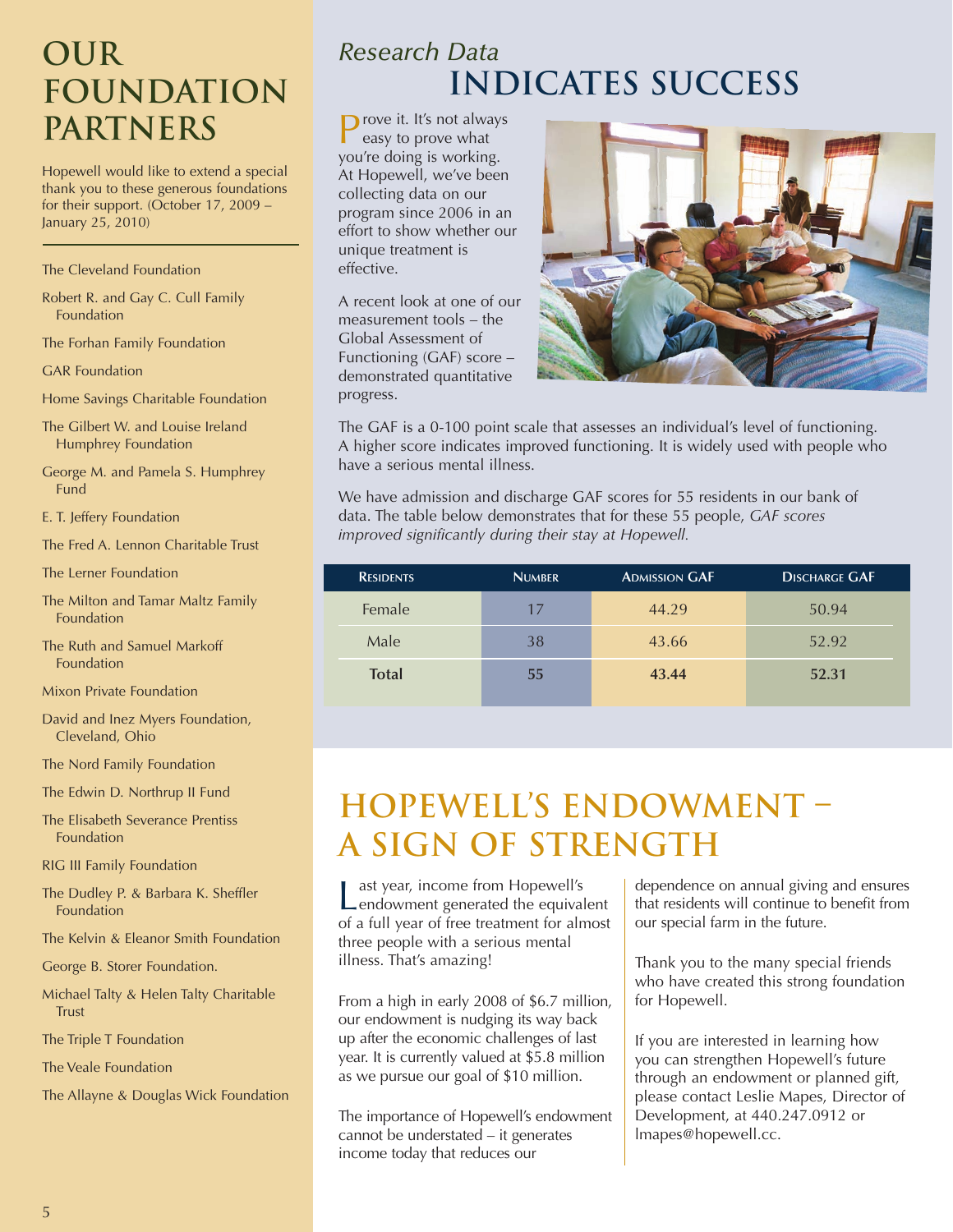# OUR FOUNDATION PARTNERS

Hopewell would like to extend a special thank you to these generous foundations for their support. (October 17, 2009 – January 25, 2010)

The Cleveland Foundation

Robert R. and Gay C. Cull Family Foundation

The Forhan Family Foundation

GAR Foundation

Home Savings Charitable Foundation

The Gilbert W. and Louise Ireland Humphrey Foundation

George M. and Pamela S. Humphrey Fund

E. T. Jeffery Foundation

The Fred A. Lennon Charitable Trust

The Lerner Foundation

The Milton and Tamar Maltz Family Foundation

The Ruth and Samuel Markoff Foundation

Mixon Private Foundation

David and Inez Myers Foundation, Cleveland, Ohio

The Nord Family Foundation

The Edwin D. Northrup II Fund

The Elisabeth Severance Prentiss Foundation

RIG III Family Foundation

The Dudley P. & Barbara K. Sheffler Foundation

The Kelvin & Eleanor Smith Foundation

George B. Storer Foundation.

Michael Talty & Helen Talty Charitable Trust

The Triple T Foundation

The Veale Foundation

The Allayne & Douglas Wick Foundation

# *Research Data* INDICATES SUCCESS

Prove it. It's not always easy to prove what you're doing is working. At Hopewell, we've been collecting data on our program since 2006 in an effort to show whether our unique treatment is effective.

A recent look at one of our measurement tools – the Global Assessment of Functioning (GAF) score – demonstrated quantitative progress.

The GAF is a 0-100 point scale that assesses an individual's level of functioning. A higher score indicates improved functioning. It is widely used with people who have a serious mental illness.

We have admission and discharge GAF scores for 55 residents in our bank of data. The table below demonstrates that for these 55 people, *GAF scores improved significantly during their stay at Hopewell.*

| Residents | Number | Admission GAF | Discharge GAF |
|---|---|---|---|
| Female | 17 | 44.29 | 50.94 |
| Male | 38 | 43.66 | 52.92 |
| **Total** | **55** | **43.44** | **52.31** |

# HOPEWELL'S ENDOWMENT – A SIGN OF STRENGTH

Last year, income from Hopewell's endowment generated the equivalent of a full year of free treatment for almost three people with a serious mental illness. That's amazing!

From a high in early 2008 of $6.7 million, our endowment is nudging its way back up after the economic challenges of last year. It is currently valued at $5.8 million as we pursue our goal of $10 million.

The importance of Hopewell's endowment cannot be understated – it generates income today that reduces our dependence on annual giving and ensures that residents will continue to benefit from our special farm in the future.

Thank you to the many special friends who have created this strong foundation for Hopewell.

If you are interested in learning how you can strengthen Hopewell's future through an endowment or planned gift, please contact Leslie Mapes, Director of Development, at 440.247.0912 or lmapes@hopewell.cc.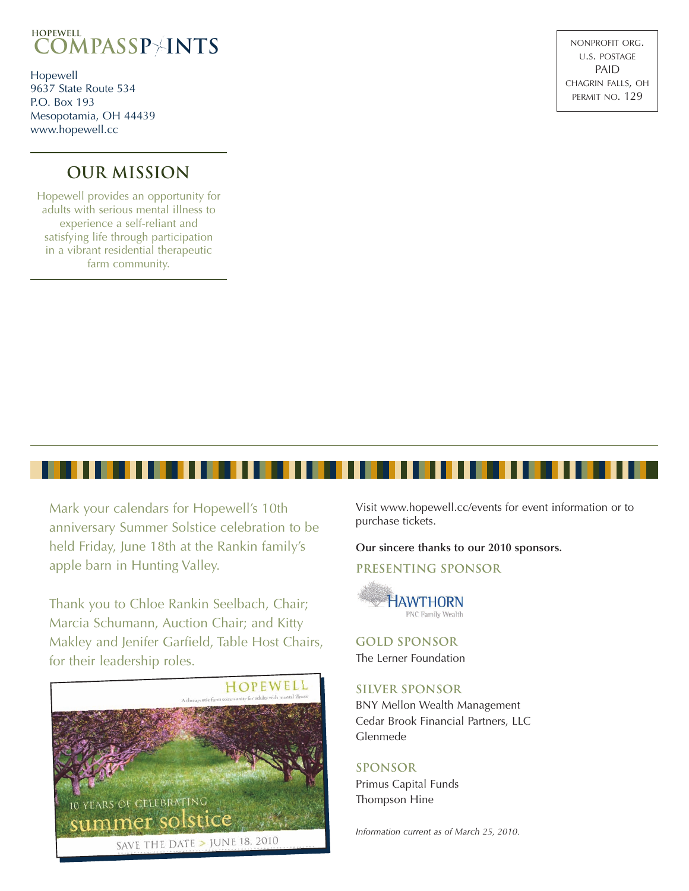HOPEWELL COMPASSPOINTS

Hopewell
9637 State Route 534
P.O. Box 193
Mesopotamia, OH 44439
www.hopewell.cc

NONPROFIT ORG.
U.S. POSTAGE
PAID
CHAGRIN FALLS, OH
PERMIT NO. 129

## OUR MISSION

Hopewell provides an opportunity for adults with serious mental illness to experience a self-reliant and satisfying life through participation in a vibrant residential therapeutic farm community.

Mark your calendars for Hopewell's 10th anniversary Summer Solstice celebration to be held Friday, June 18th at the Rankin family's apple barn in Hunting Valley.

Thank you to Chloe Rankin Seelbach, Chair; Marcia Schumann, Auction Chair; and Kitty Makley and Jenifer Garfield, Table Host Chairs, for their leadership roles.

HOPEWELL
A therapeutic farm community for adults with mental illness

10 YEARS OF CELEBRATING
summer solstice
SAVE THE DATE > JUNE 18, 2010

Visit www.hopewell.cc/events for event information or to purchase tickets.

**Our sincere thanks to our 2010 sponsors.**

### PRESENTING SPONSOR

HAWTHORN
PNC Family Wealth

### GOLD SPONSOR

The Lerner Foundation

### SILVER SPONSOR

BNY Mellon Wealth Management
Cedar Brook Financial Partners, LLC
Glenmede

### SPONSOR

Primus Capital Funds
Thompson Hine

*Information current as of March 25, 2010.*